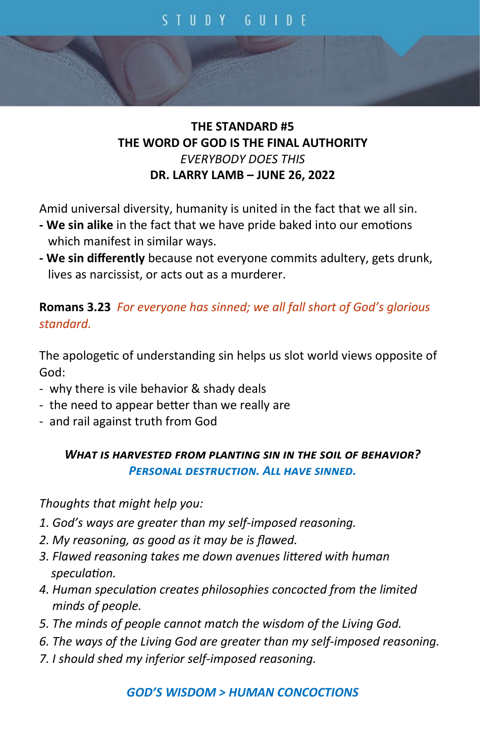STUDY GUIDE

**THE STANDARD #5**
**THE WORD OF GOD IS THE FINAL AUTHORITY**
*EVERYBODY DOES THIS*
**DR. LARRY LAMB – JUNE 26, 2022**

Amid universal diversity, humanity is united in the fact that we all sin.

- **We sin alike** in the fact that we have pride baked into our emotions which manifest in similar ways.
- **We sin differently** because not everyone commits adultery, gets drunk, lives as narcissist, or acts out as a murderer.

**Romans 3.23** *For everyone has sinned; we all fall short of God's glorious standard.*

The apologetic of understanding sin helps us slot world views opposite of God:

- why there is vile behavior & shady deals
- the need to appear better than we really are
- and rail against truth from God

***What is harvested from planting sin in the soil of behavior?***
***Personal destruction. All have sinned.***

*Thoughts that might help you:*

1. *God's ways are greater than my self-imposed reasoning.*
2. *My reasoning, as good as it may be is flawed.*
3. *Flawed reasoning takes me down avenues littered with human speculation.*
4. *Human speculation creates philosophies concocted from the limited minds of people.*
5. *The minds of people cannot match the wisdom of the Living God.*
6. *The ways of the Living God are greater than my self-imposed reasoning.*
7. *I should shed my inferior self-imposed reasoning.*

***GOD'S WISDOM > HUMAN CONCOCTIONS***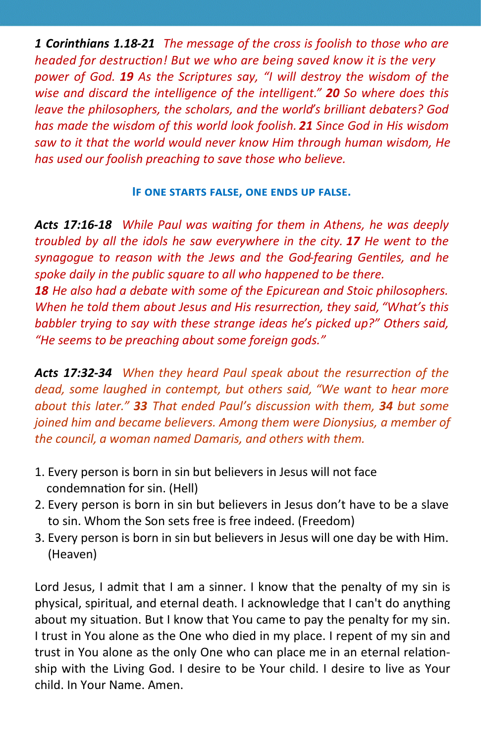***1 Corinthians 1.18-21*** *The message of the cross is foolish to those who are headed for destruction! But we who are being saved know it is the very power of God.* ***19*** *As the Scriptures say, "I will destroy the wisdom of the wise and discard the intelligence of the intelligent."* ***20*** *So where does this leave the philosophers, the scholars, and the world's brilliant debaters? God has made the wisdom of this world look foolish.* ***21*** *Since God in His wisdom saw to it that the world would never know Him through human wisdom, He has used our foolish preaching to save those who believe.*

**If one starts false, one ends up false.**

***Acts 17:16-18*** *While Paul was waiting for them in Athens, he was deeply troubled by all the idols he saw everywhere in the city.* ***17*** *He went to the synagogue to reason with the Jews and the God-fearing Gentiles, and he spoke daily in the public square to all who happened to be there.*
***18*** *He also had a debate with some of the Epicurean and Stoic philosophers. When he told them about Jesus and His resurrection, they said, "What's this babbler trying to say with these strange ideas he's picked up?" Others said, "He seems to be preaching about some foreign gods."*

***Acts 17:32-34*** *When they heard Paul speak about the resurrection of the dead, some laughed in contempt, but others said, "We want to hear more about this later."* ***33*** *That ended Paul's discussion with them,* ***34*** *but some joined him and became believers. Among them were Dionysius, a member of the council, a woman named Damaris, and others with them.*

1. Every person is born in sin but believers in Jesus will not face condemnation for sin. (Hell)
2. Every person is born in sin but believers in Jesus don't have to be a slave to sin. Whom the Son sets free is free indeed. (Freedom)
3. Every person is born in sin but believers in Jesus will one day be with Him. (Heaven)

Lord Jesus, I admit that I am a sinner. I know that the penalty of my sin is physical, spiritual, and eternal death. I acknowledge that I can't do anything about my situation. But I know that You came to pay the penalty for my sin. I trust in You alone as the One who died in my place. I repent of my sin and trust in You alone as the only One who can place me in an eternal relationship with the Living God. I desire to be Your child. I desire to live as Your child. In Your Name. Amen.